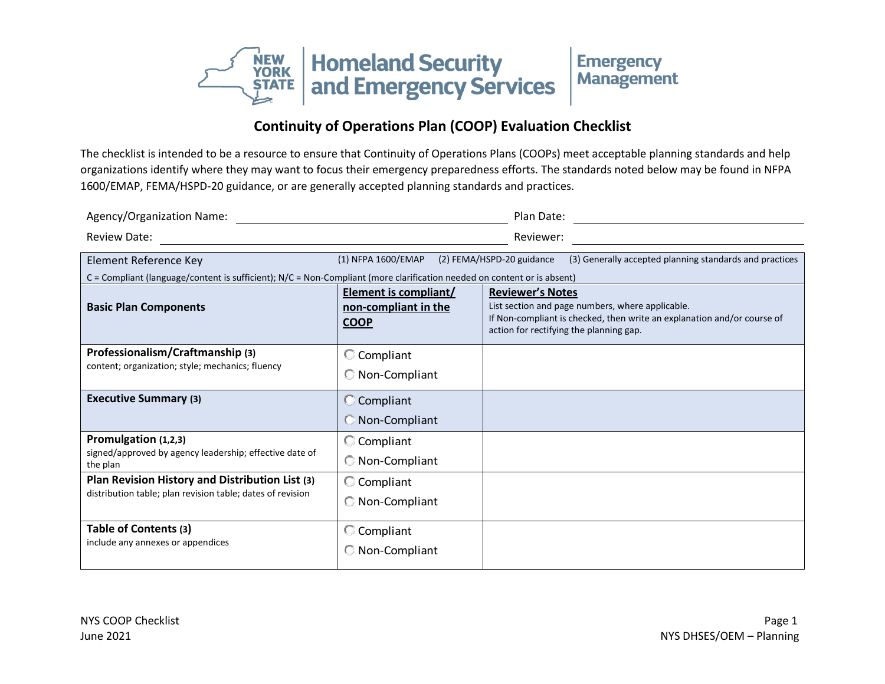New York State Homeland Security and Emergency Services | Emergency Management

# Continuity of Operations Plan (COOP) Evaluation Checklist

The checklist is intended to be a resource to ensure that Continuity of Operations Plans (COOPs) meet acceptable planning standards and help organizations identify where they may want to focus their emergency preparedness efforts. The standards noted below may be found in NFPA 1600/EMAP, FEMA/HSPD-20 guidance, or are generally accepted planning standards and practices.

Agency/Organization Name: ______________________ Plan Date: ______________________

Review Date: ______________________ Reviewer: ______________________

**Element Reference Key** (1) NFPA 1600/EMAP (2) FEMA/HSPD-20 guidance (3) Generally accepted planning standards and practices

C = Compliant (language/content is sufficient); N/C = Non-Compliant (more clarification needed on content or is absent)

| **Basic Plan Components** | **Element is compliant/ non-compliant in the COOP** | **Reviewer's Notes** List section and page numbers, where applicable. If Non-compliant is checked, then write an explanation and/or course of action for rectifying the planning gap. |
|---|---|---|
| **Professionalism/Craftmanship (3)** content; organization; style; mechanics; fluency | ○ Compliant ○ Non-Compliant | |
| **Executive Summary (3)** | ○ Compliant ○ Non-Compliant | |
| **Promulgation (1,2,3)** signed/approved by agency leadership; effective date of the plan | ○ Compliant ○ Non-Compliant | |
| **Plan Revision History and Distribution List (3)** distribution table; plan revision table; dates of revision | ○ Compliant ○ Non-Compliant | |
| **Table of Contents (3)** include any annexes or appendices | ○ Compliant ○ Non-Compliant | |

NYS COOP Checklist
June 2021

NYS DHSES/OEM – Planning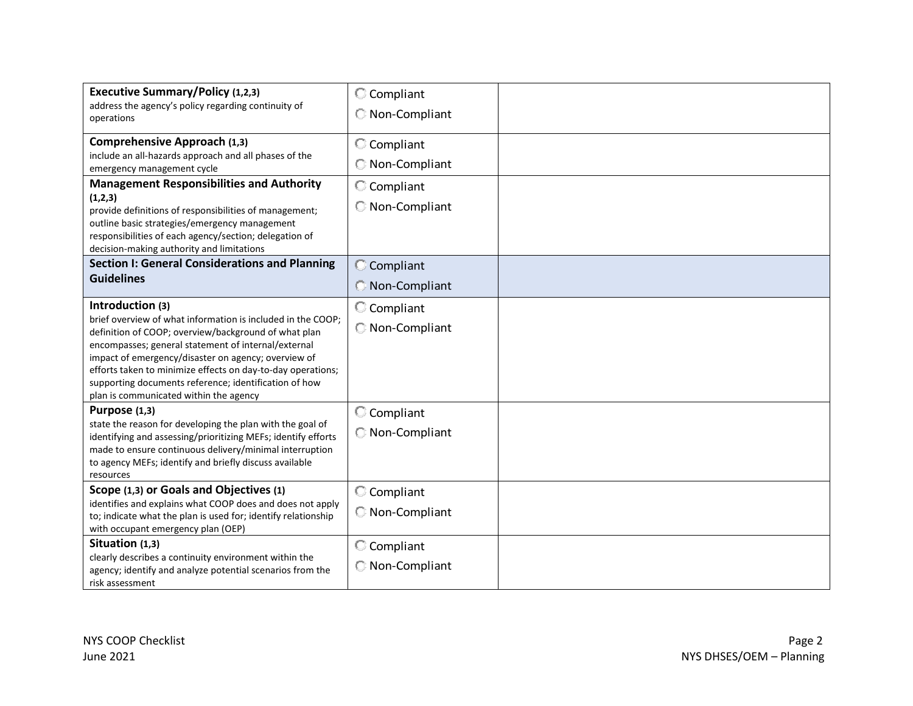| | | |
|---|---|---|
| **Executive Summary/Policy (1,2,3)**<br>address the agency's policy regarding continuity of operations | ◯ Compliant<br>◯ Non-Compliant | |
| **Comprehensive Approach (1,3)**<br>include an all-hazards approach and all phases of the emergency management cycle | ◯ Compliant<br>◯ Non-Compliant | |
| **Management Responsibilities and Authority (1,2,3)**<br>provide definitions of responsibilities of management; outline basic strategies/emergency management responsibilities of each agency/section; delegation of decision-making authority and limitations | ◯ Compliant<br>◯ Non-Compliant | |
| **Section I: General Considerations and Planning Guidelines** | ◯ Compliant<br>◯ Non-Compliant | |
| **Introduction (3)**<br>brief overview of what information is included in the COOP; definition of COOP; overview/background of what plan encompasses; general statement of internal/external impact of emergency/disaster on agency; overview of efforts taken to minimize effects on day-to-day operations; supporting documents reference; identification of how plan is communicated within the agency | ◯ Compliant<br>◯ Non-Compliant | |
| **Purpose (1,3)**<br>state the reason for developing the plan with the goal of identifying and assessing/prioritizing MEFs; identify efforts made to ensure continuous delivery/minimal interruption to agency MEFs; identify and briefly discuss available resources | ◯ Compliant<br>◯ Non-Compliant | |
| **Scope (1,3) or Goals and Objectives (1)**<br>identifies and explains what COOP does and does not apply to; indicate what the plan is used for; identify relationship with occupant emergency plan (OEP) | ◯ Compliant<br>◯ Non-Compliant | |
| **Situation (1,3)**<br>clearly describes a continuity environment within the agency; identify and analyze potential scenarios from the risk assessment | ◯ Compliant<br>◯ Non-Compliant | |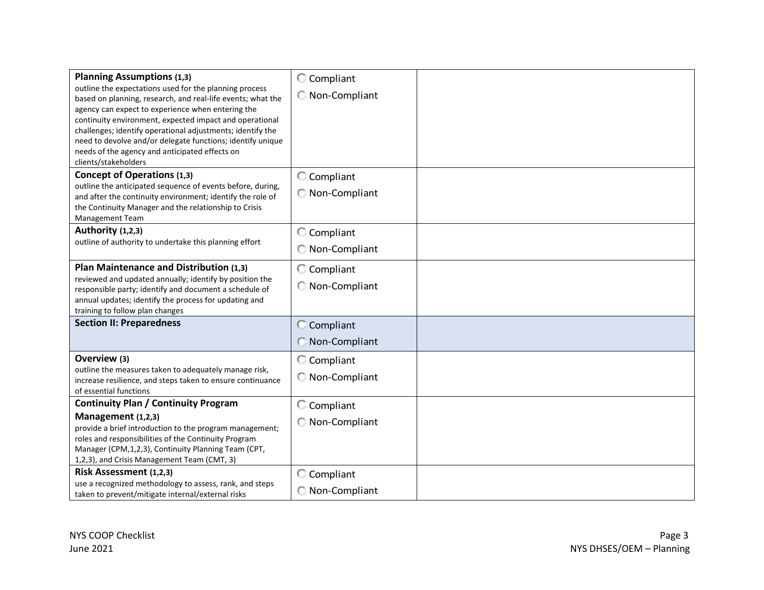| | | |
|---|---|---|
| **Planning Assumptions (1,3)**<br>outline the expectations used for the planning process based on planning, research, and real-life events; what the agency can expect to experience when entering the continuity environment, expected impact and operational challenges; identify operational adjustments; identify the need to devolve and/or delegate functions; identify unique needs of the agency and anticipated effects on clients/stakeholders | ◯ Compliant<br>◯ Non-Compliant | |
| **Concept of Operations (1,3)**<br>outline the anticipated sequence of events before, during, and after the continuity environment; identify the role of the Continuity Manager and the relationship to Crisis Management Team | ◯ Compliant<br>◯ Non-Compliant | |
| **Authority (1,2,3)**<br>outline of authority to undertake this planning effort | ◯ Compliant<br>◯ Non-Compliant | |
| **Plan Maintenance and Distribution (1,3)**<br>reviewed and updated annually; identify by position the responsible party; identify and document a schedule of annual updates; identify the process for updating and training to follow plan changes | ◯ Compliant<br>◯ Non-Compliant | |
| **Section II: Preparedness** | ◯ Compliant<br>◯ Non-Compliant | |
| **Overview (3)**<br>outline the measures taken to adequately manage risk, increase resilience, and steps taken to ensure continuance of essential functions | ◯ Compliant<br>◯ Non-Compliant | |
| **Continuity Plan / Continuity Program Management (1,2,3)**<br>provide a brief introduction to the program management; roles and responsibilities of the Continuity Program Manager (CPM,1,2,3), Continuity Planning Team (CPT, 1,2,3), and Crisis Management Team (CMT, 3) | ◯ Compliant<br>◯ Non-Compliant | |
| **Risk Assessment (1,2,3)**<br>use a recognized methodology to assess, rank, and steps taken to prevent/mitigate internal/external risks | ◯ Compliant<br>◯ Non-Compliant | |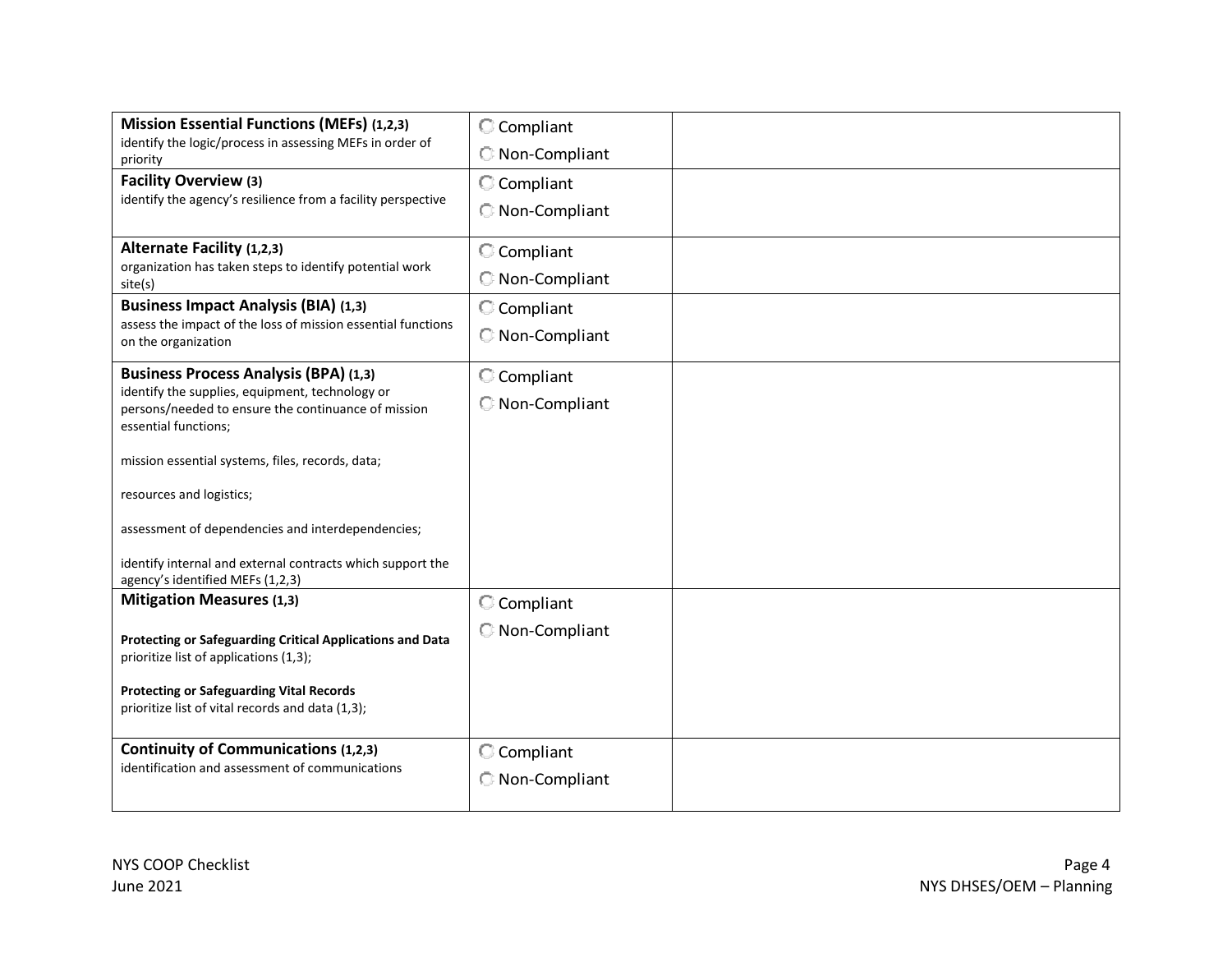| | | |
|---|---|---|
| **Mission Essential Functions (MEFs) (1,2,3)**<br>identify the logic/process in assessing MEFs in order of priority | ○ Compliant<br>○ Non-Compliant | |
| **Facility Overview (3)**<br>identify the agency's resilience from a facility perspective | ○ Compliant<br>○ Non-Compliant | |
| **Alternate Facility (1,2,3)**<br>organization has taken steps to identify potential work site(s) | ○ Compliant<br>○ Non-Compliant | |
| **Business Impact Analysis (BIA) (1,3)**<br>assess the impact of the loss of mission essential functions on the organization | ○ Compliant<br>○ Non-Compliant | |
| **Business Process Analysis (BPA) (1,3)**<br>identify the supplies, equipment, technology or persons/needed to ensure the continuance of mission essential functions;<br><br>mission essential systems, files, records, data;<br><br>resources and logistics;<br><br>assessment of dependencies and interdependencies;<br><br>identify internal and external contracts which support the agency's identified MEFs (1,2,3) | ○ Compliant<br>○ Non-Compliant | |
| **Mitigation Measures (1,3)**<br><br>**Protecting or Safeguarding Critical Applications and Data**<br>prioritize list of applications (1,3);<br><br>**Protecting or Safeguarding Vital Records**<br>prioritize list of vital records and data (1,3); | ○ Compliant<br>○ Non-Compliant | |
| **Continuity of Communications (1,2,3)**<br>identification and assessment of communications | ○ Compliant<br>○ Non-Compliant | |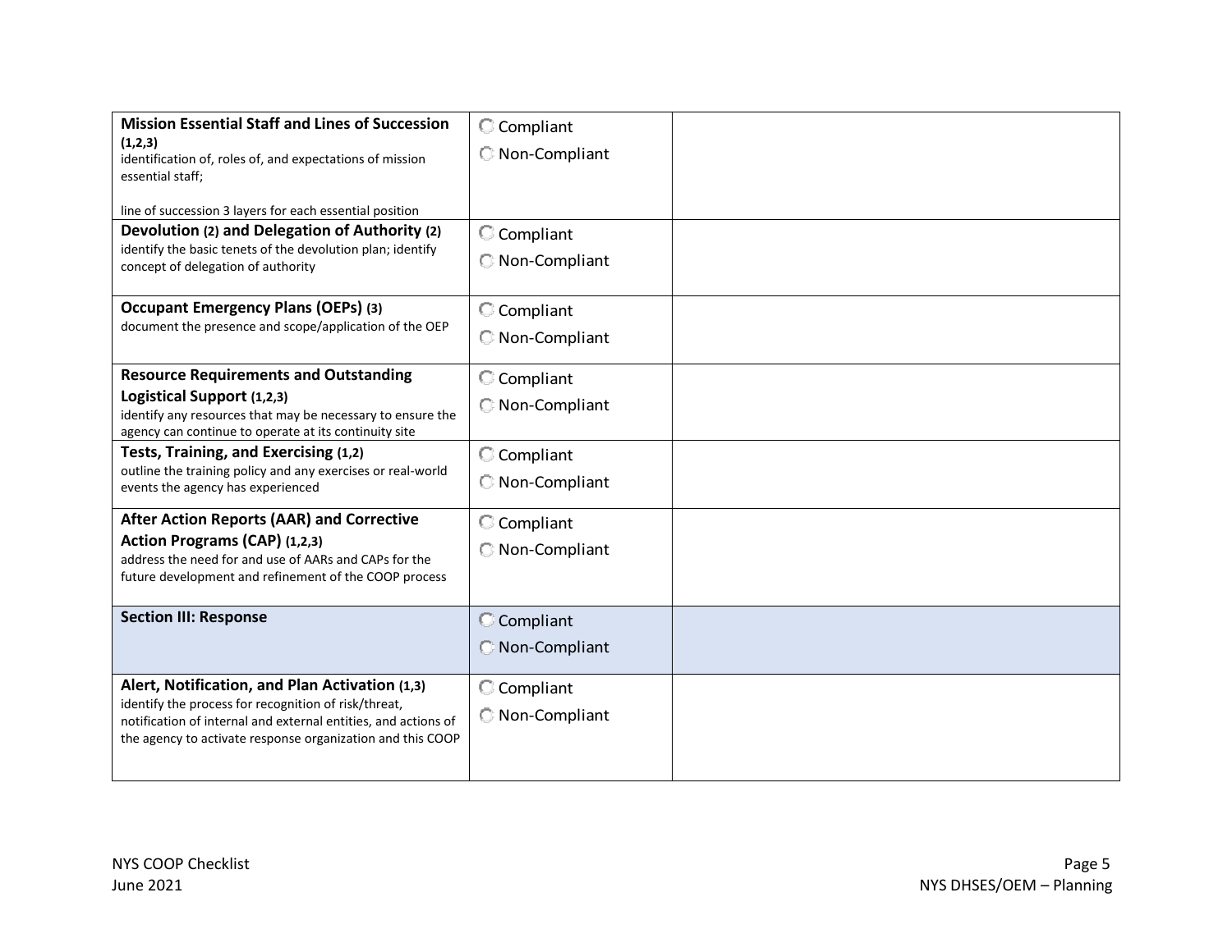| | | |
|---|---|---|
| **Mission Essential Staff and Lines of Succession (1,2,3)**<br>identification of, roles of, and expectations of mission essential staff;<br><br>line of succession 3 layers for each essential position | ○ Compliant<br>○ Non-Compliant | |
| **Devolution (2) and Delegation of Authority (2)**<br>identify the basic tenets of the devolution plan; identify concept of delegation of authority | ○ Compliant<br>○ Non-Compliant | |
| **Occupant Emergency Plans (OEPs) (3)**<br>document the presence and scope/application of the OEP | ○ Compliant<br>○ Non-Compliant | |
| **Resource Requirements and Outstanding Logistical Support (1,2,3)**<br>identify any resources that may be necessary to ensure the agency can continue to operate at its continuity site | ○ Compliant<br>○ Non-Compliant | |
| **Tests, Training, and Exercising (1,2)**<br>outline the training policy and any exercises or real-world events the agency has experienced | ○ Compliant<br>○ Non-Compliant | |
| **After Action Reports (AAR) and Corrective Action Programs (CAP) (1,2,3)**<br>address the need for and use of AARs and CAPs for the future development and refinement of the COOP process | ○ Compliant<br>○ Non-Compliant | |
| **Section III: Response** | ○ Compliant<br>○ Non-Compliant | |
| **Alert, Notification, and Plan Activation (1,3)**<br>identify the process for recognition of risk/threat, notification of internal and external entities, and actions of the agency to activate response organization and this COOP | ○ Compliant<br>○ Non-Compliant | |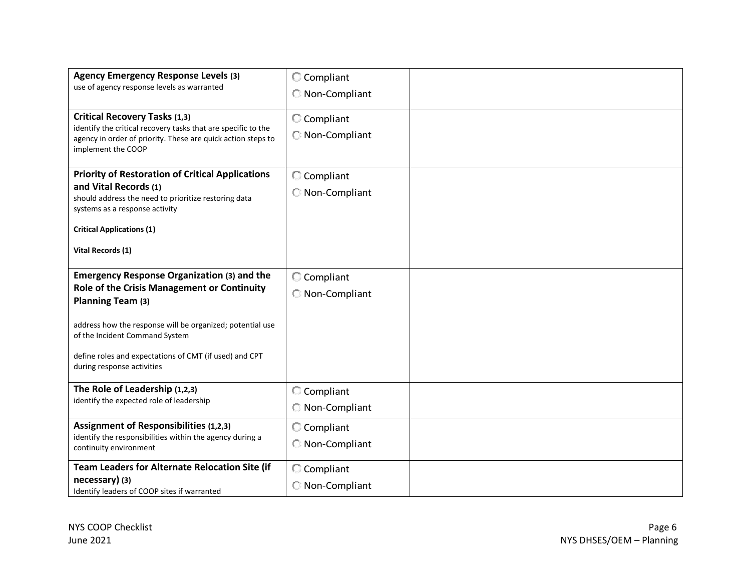| | | |
|---|---|---|
| **Agency Emergency Response Levels (3)**<br>use of agency response levels as warranted | ◯ Compliant<br>◯ Non-Compliant | |
| **Critical Recovery Tasks (1,3)**<br>identify the critical recovery tasks that are specific to the agency in order of priority. These are quick action steps to implement the COOP | ◯ Compliant<br>◯ Non-Compliant | |
| **Priority of Restoration of Critical Applications and Vital Records (1)**<br>should address the need to prioritize restoring data systems as a response activity<br><br>**Critical Applications (1)**<br><br>**Vital Records (1)** | ◯ Compliant<br>◯ Non-Compliant | |
| **Emergency Response Organization (3) and the Role of the Crisis Management or Continuity Planning Team (3)**<br><br>address how the response will be organized; potential use of the Incident Command System<br><br>define roles and expectations of CMT (if used) and CPT during response activities | ◯ Compliant<br>◯ Non-Compliant | |
| **The Role of Leadership (1,2,3)**<br>identify the expected role of leadership | ◯ Compliant<br>◯ Non-Compliant | |
| **Assignment of Responsibilities (1,2,3)**<br>identify the responsibilities within the agency during a continuity environment | ◯ Compliant<br>◯ Non-Compliant | |
| **Team Leaders for Alternate Relocation Site (if necessary) (3)**<br>Identify leaders of COOP sites if warranted | ◯ Compliant<br>◯ Non-Compliant | |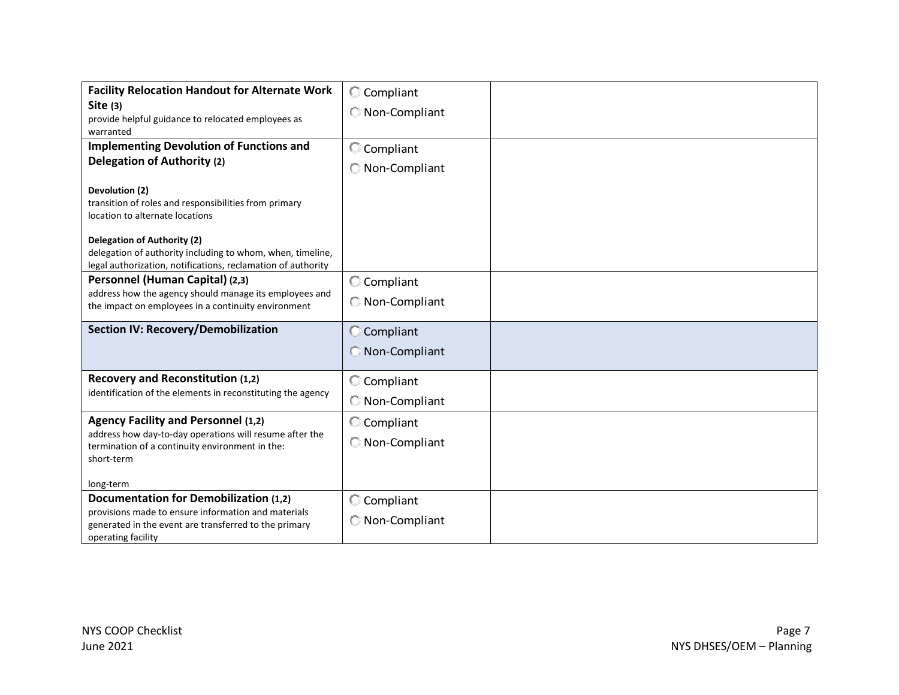| | | |
|---|---|---|
| **Facility Relocation Handout for Alternate Work Site (3)**<br>provide helpful guidance to relocated employees as warranted | ○ Compliant<br>○ Non-Compliant | |
| **Implementing Devolution of Functions and Delegation of Authority (2)**<br><br>**Devolution (2)**<br>transition of roles and responsibilities from primary location to alternate locations<br><br>**Delegation of Authority (2)**<br>delegation of authority including to whom, when, timeline, legal authorization, notifications, reclamation of authority | ○ Compliant<br>○ Non-Compliant | |
| **Personnel (Human Capital) (2,3)**<br>address how the agency should manage its employees and the impact on employees in a continuity environment | ○ Compliant<br>○ Non-Compliant | |
| **Section IV: Recovery/Demobilization** | ○ Compliant<br>○ Non-Compliant | |
| **Recovery and Reconstitution (1,2)**<br>identification of the elements in reconstituting the agency | ○ Compliant<br>○ Non-Compliant | |
| **Agency Facility and Personnel (1,2)**<br>address how day-to-day operations will resume after the termination of a continuity environment in the:<br>short-term<br><br>long-term | ○ Compliant<br>○ Non-Compliant | |
| **Documentation for Demobilization (1,2)**<br>provisions made to ensure information and materials generated in the event are transferred to the primary operating facility | ○ Compliant<br>○ Non-Compliant | |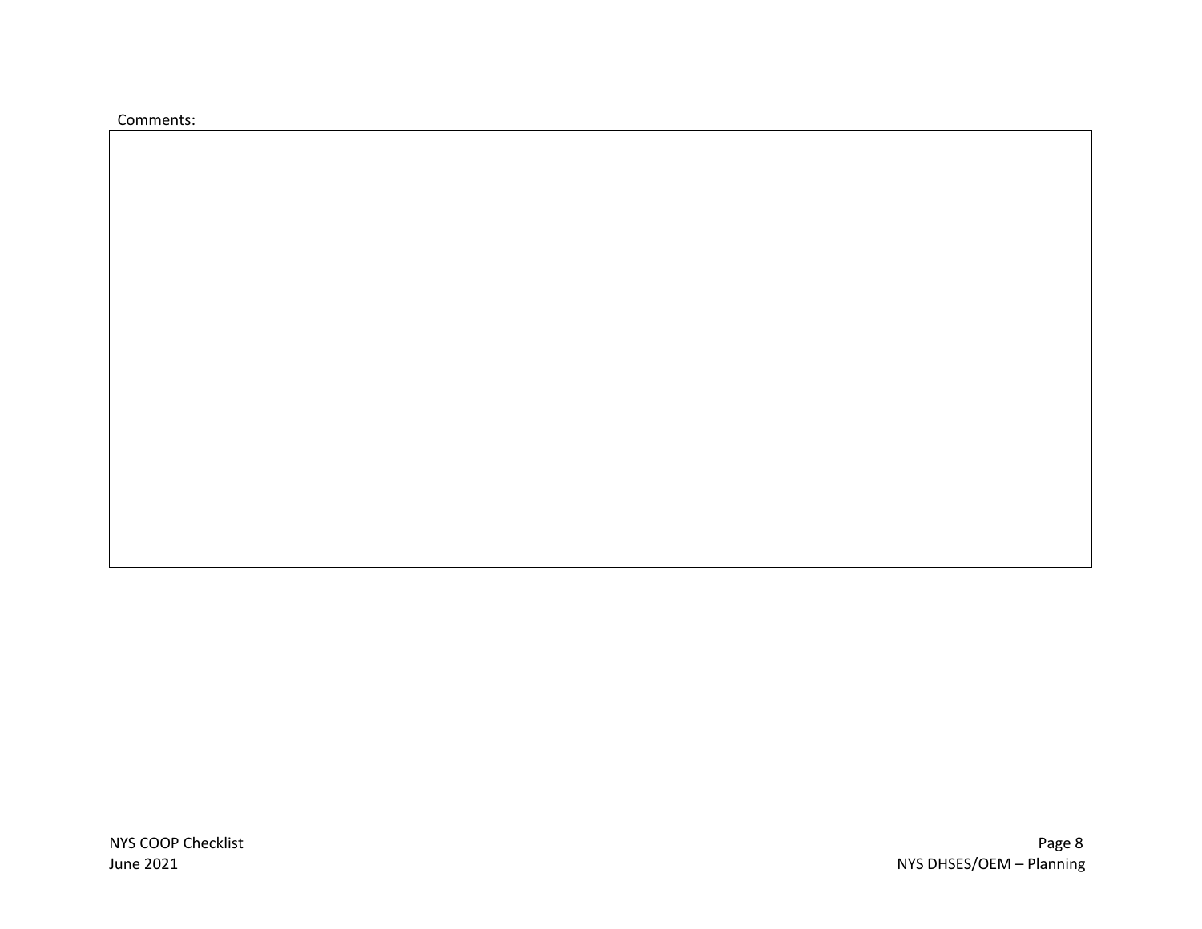Comments:

| |
|---|
| |